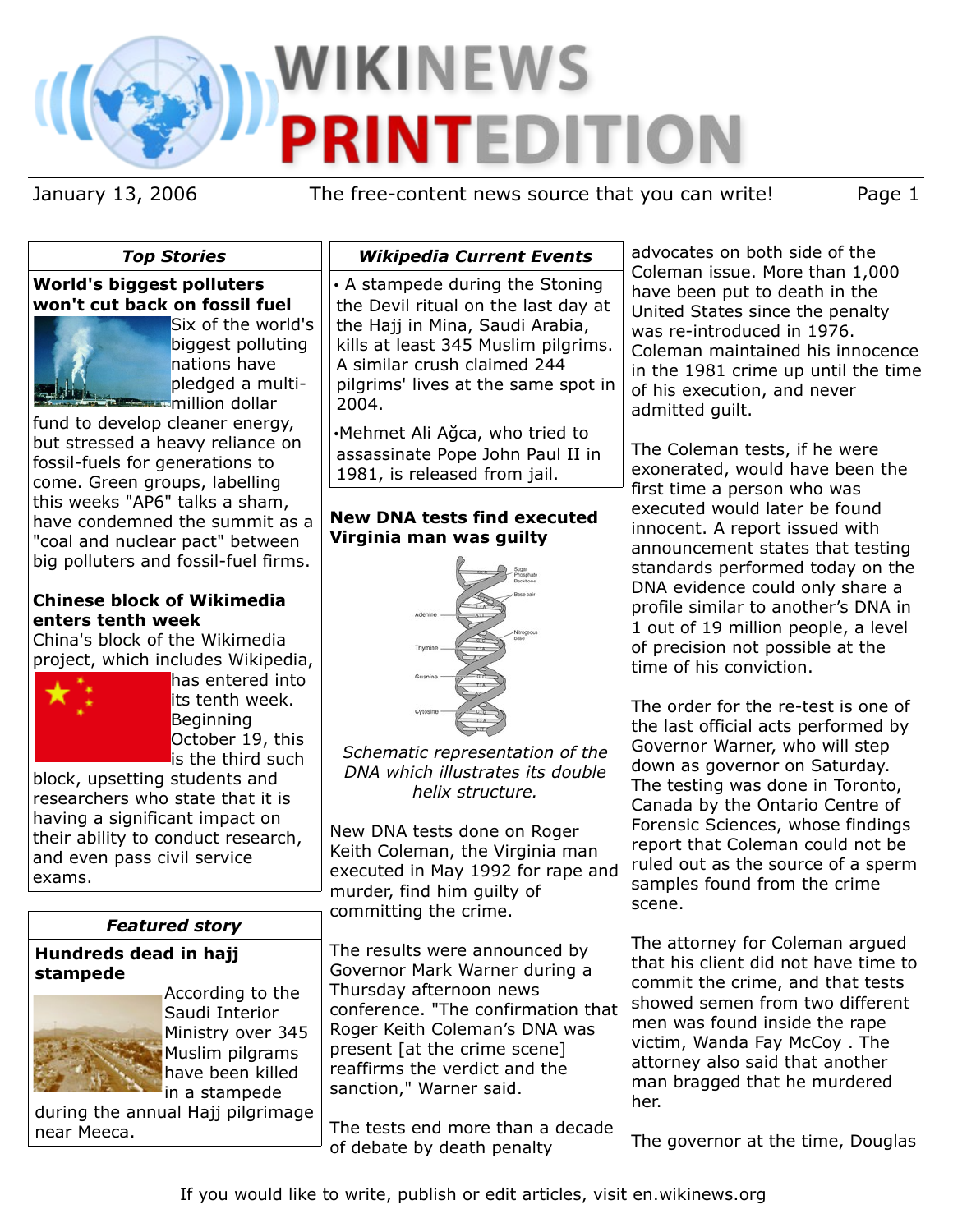# WIKINEWS PRINTEDITION

January 13, 2006 — The free-content news source that you can write!

## Top Stories

### World's biggest polluters won't cut back on fossil fuel

Six of the world's biggest polluting nations have pledged a multi-million dollar fund to develop cleaner energy, but stressed a heavy reliance on fossil-fuels for generations to come. Green groups, labelling this weeks "AP6" talks a sham, have condemned the summit as a "coal and nuclear pact" between big polluters and fossil-fuel firms.

### Chinese block of Wikimedia enters tenth week

China's block of the Wikimedia project, which includes Wikipedia, has entered into its tenth week. Beginning October 19, this is the third such block, upsetting students and researchers who state that it is having a significant impact on their ability to conduct research, and even pass civil service exams.

## Featured story

### Hundreds dead in hajj stampede

According to the Saudi Interior Ministry over 345 Muslim pilgrams have been killed in a stampede during the annual Hajj pilgrimage near Meeca.

## Wikipedia Current Events

- A stampede during the Stoning the Devil ritual on the last day at the Hajj in Mina, Saudi Arabia, kills at least 345 Muslim pilgrims. A similar crush claimed 244 pilgrims' lives at the same spot in 2004.
- Mehmet Ali Ağca, who tried to assassinate Pope John Paul II in 1981, is released from jail.

### New DNA tests find executed Virginia man was guilty

*Schematic representation of the DNA which illustrates its double helix structure.*

New DNA tests done on Roger Keith Coleman, the Virginia man executed in May 1992 for rape and murder, find him guilty of committing the crime.

The results were announced by Governor Mark Warner during a Thursday afternoon news conference. "The confirmation that Roger Keith Coleman's DNA was present [at the crime scene] reaffirms the verdict and the sanction," Warner said.

The tests end more than a decade of debate by death penalty advocates on both side of the Coleman issue. More than 1,000 have been put to death in the United States since the penalty was re-introduced in 1976. Coleman maintained his innocence in the 1981 crime up until the time of his execution, and never admitted guilt.

The Coleman tests, if he were exonerated, would have been the first time a person who was executed would later be found innocent. A report issued with announcement states that testing standards performed today on the DNA evidence could only share a profile similar to another's DNA in 1 out of 19 million people, a level of precision not possible at the time of his conviction.

The order for the re-test is one of the last official acts performed by Governor Warner, who will step down as governor on Saturday. The testing was done in Toronto, Canada by the Ontario Centre of Forensic Sciences, whose findings report that Coleman could not be ruled out as the source of a sperm samples found from the crime scene.

The attorney for Coleman argued that his client did not have time to commit the crime, and that tests showed semen from two different men was found inside the rape victim, Wanda Fay McCoy . The attorney also said that another man bragged that he murdered her.

The governor at the time, Douglas

If you would like to write, publish or edit articles, visit en.wikinews.org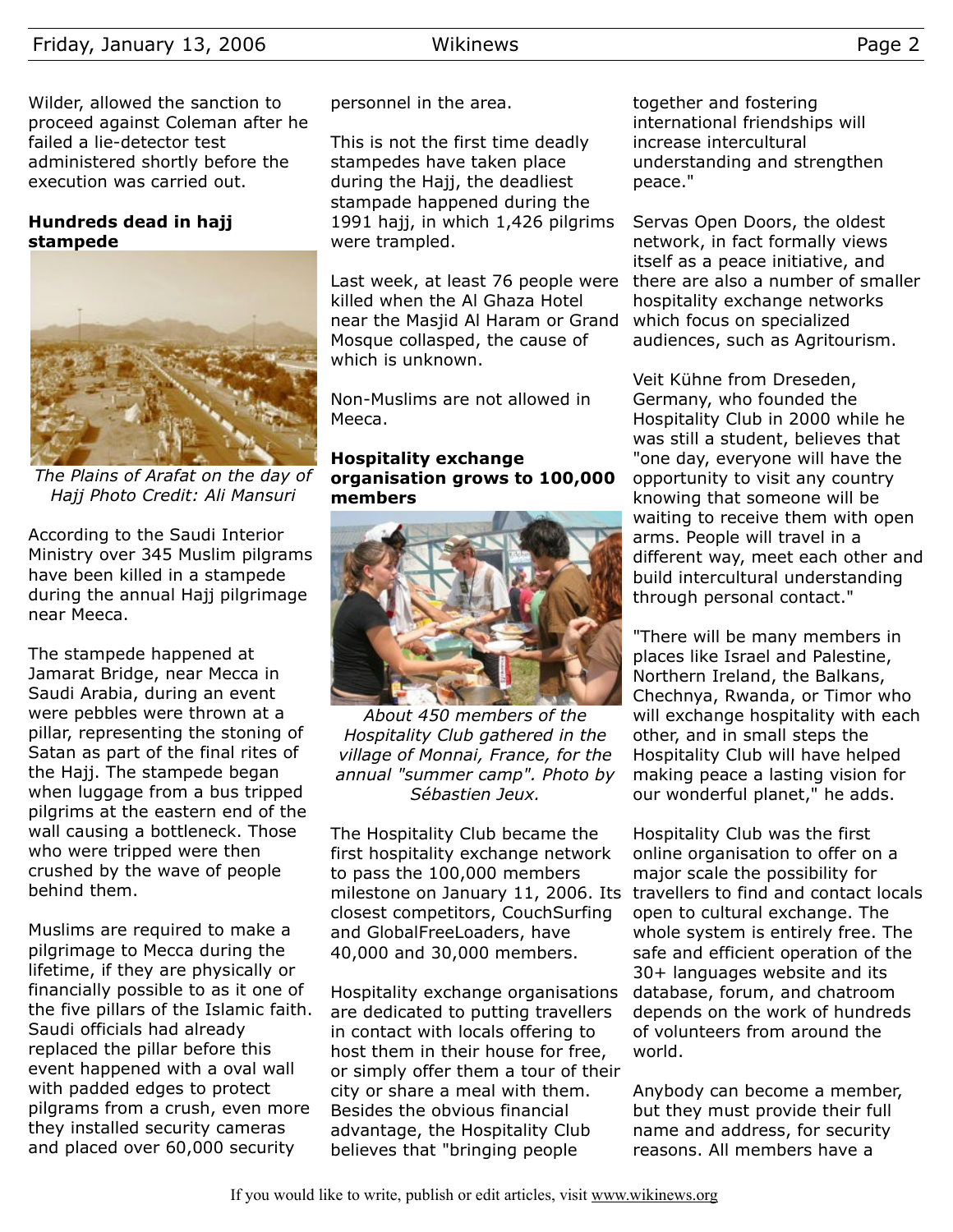Wilder, allowed the sanction to proceed against Coleman after he failed a lie-detector test administered shortly before the execution was carried out.

**Hundreds dead in hajj stampede**

*The Plains of Arafat on the day of Hajj Photo Credit: Ali Mansuri*

According to the Saudi Interior Ministry over 345 Muslim pilgrams have been killed in a stampede during the annual Hajj pilgrimage near Meeca.

The stampede happened at Jamarat Bridge, near Mecca in Saudi Arabia, during an event were pebbles were thrown at a pillar, representing the stoning of Satan as part of the final rites of the Hajj. The stampede began when luggage from a bus tripped pilgrims at the eastern end of the wall causing a bottleneck. Those who were tripped were then crushed by the wave of people behind them.

Muslims are required to make a pilgrimage to Mecca during the lifetime, if they are physically or financially possible to as it one of the five pillars of the Islamic faith. Saudi officials had already replaced the pillar before this event happened with a oval wall with padded edges to protect pilgrams from a crush, even more they installed security cameras and placed over 60,000 security personnel in the area.

This is not the first time deadly stampedes have taken place during the Hajj, the deadliest stampade happened during the 1991 hajj, in which 1,426 pilgrims were trampled.

Last week, at least 76 people were killed when the Al Ghaza Hotel near the Masjid Al Haram or Grand Mosque collasped, the cause of which is unknown.

Non-Muslims are not allowed in Meeca.

**Hospitality exchange organisation grows to 100,000 members**

*About 450 members of the Hospitality Club gathered in the village of Monnai, France, for the annual "summer camp". Photo by Sébastien Jeux.*

The Hospitality Club became the first hospitality exchange network to pass the 100,000 members milestone on January 11, 2006. Its closest competitors, CouchSurfing and GlobalFreeLoaders, have 40,000 and 30,000 members.

Hospitality exchange organisations are dedicated to putting travellers in contact with locals offering to host them in their house for free, or simply offer them a tour of their city or share a meal with them. Besides the obvious financial advantage, the Hospitality Club believes that "bringing people together and fostering international friendships will increase intercultural understanding and strengthen peace."

Servas Open Doors, the oldest network, in fact formally views itself as a peace initiative, and there are also a number of smaller hospitality exchange networks which focus on specialized audiences, such as Agritourism.

Veit Kühne from Dreseden, Germany, who founded the Hospitality Club in 2000 while he was still a student, believes that "one day, everyone will have the opportunity to visit any country knowing that someone will be waiting to receive them with open arms. People will travel in a different way, meet each other and build intercultural understanding through personal contact."

"There will be many members in places like Israel and Palestine, Northern Ireland, the Balkans, Chechnya, Rwanda, or Timor who will exchange hospitality with each other, and in small steps the Hospitality Club will have helped making peace a lasting vision for our wonderful planet," he adds.

Hospitality Club was the first online organisation to offer on a major scale the possibility for travellers to find and contact locals open to cultural exchange. The whole system is entirely free. The safe and efficient operation of the 30+ languages website and its database, forum, and chatroom depends on the work of hundreds of volunteers from around the world.

Anybody can become a member, but they must provide their full name and address, for security reasons. All members have a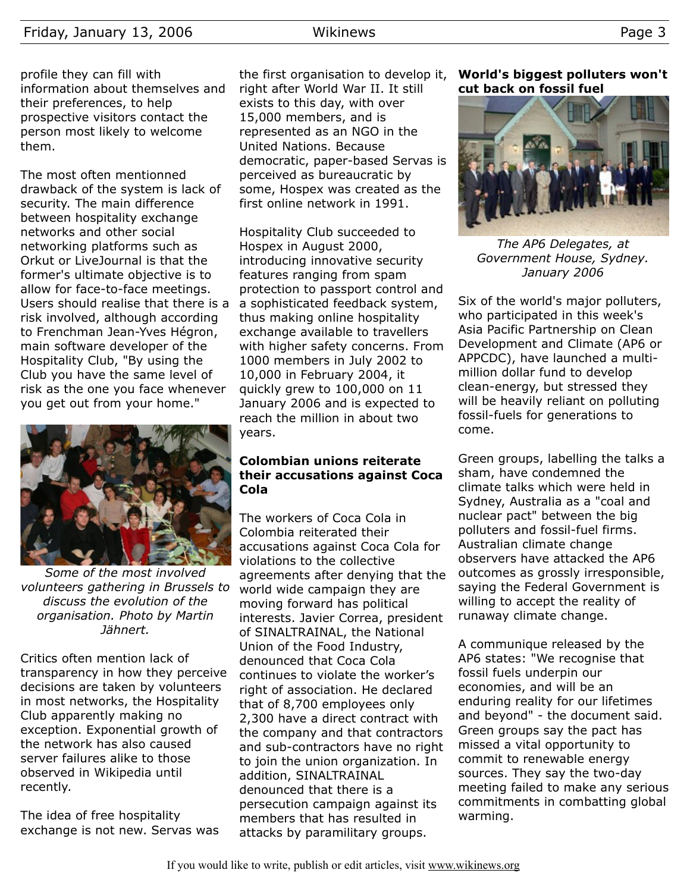profile they can fill with information about themselves and their preferences, to help prospective visitors contact the person most likely to welcome them.

The most often mentionned drawback of the system is lack of security. The main difference between hospitality exchange networks and other social networking platforms such as Orkut or LiveJournal is that the former's ultimate objective is to allow for face-to-face meetings. Users should realise that there is a risk involved, although according to Frenchman Jean-Yves Hégron, main software developer of the Hospitality Club, "By using the Club you have the same level of risk as the one you face whenever you get out from your home."

*Some of the most involved volunteers gathering in Brussels to discuss the evolution of the organisation. Photo by Martin Jähnert.*

Critics often mention lack of transparency in how they perceive decisions are taken by volunteers in most networks, the Hospitality Club apparently making no exception. Exponential growth of the network has also caused server failures alike to those observed in Wikipedia until recently.

The idea of free hospitality exchange is not new. Servas was the first organisation to develop it, right after World War II. It still exists to this day, with over 15,000 members, and is represented as an NGO in the United Nations. Because democratic, paper-based Servas is perceived as bureaucratic by some, Hospex was created as the first online network in 1991.

Hospitality Club succeeded to Hospex in August 2000, introducing innovative security features ranging from spam protection to passport control and a sophisticated feedback system, thus making online hospitality exchange available to travellers with higher safety concerns. From 1000 members in July 2002 to 10,000 in February 2004, it quickly grew to 100,000 on 11 January 2006 and is expected to reach the million in about two years.

### Colombian unions reiterate their accusations against Coca Cola

The workers of Coca Cola in Colombia reiterated their accusations against Coca Cola for violations to the collective agreements after denying that the world wide campaign they are moving forward has political interests. Javier Correa, president of SINALTRAINAL, the National Union of the Food Industry, denounced that Coca Cola continues to violate the worker's right of association. He declared that of 8,700 employees only 2,300 have a direct contract with the company and that contractors and sub-contractors have no right to join the union organization. In addition, SINALTRAINAL denounced that there is a persecution campaign against its members that has resulted in attacks by paramilitary groups.

### World's biggest polluters won't cut back on fossil fuel

*The AP6 Delegates, at Government House, Sydney. January 2006*

Six of the world's major polluters, who participated in this week's Asia Pacific Partnership on Clean Development and Climate (AP6 or APPCDC), have launched a multi-million dollar fund to develop clean-energy, but stressed they will be heavily reliant on polluting fossil-fuels for generations to come.

Green groups, labelling the talks a sham, have condemned the climate talks which were held in Sydney, Australia as a "coal and nuclear pact" between the big polluters and fossil-fuel firms. Australian climate change observers have attacked the AP6 outcomes as grossly irresponsible, saying the Federal Government is willing to accept the reality of runaway climate change.

A communique released by the AP6 states: "We recognise that fossil fuels underpin our economies, and will be an enduring reality for our lifetimes and beyond" - the document said. Green groups say the pact has missed a vital opportunity to commit to renewable energy sources. They say the two-day meeting failed to make any serious commitments in combatting global warming.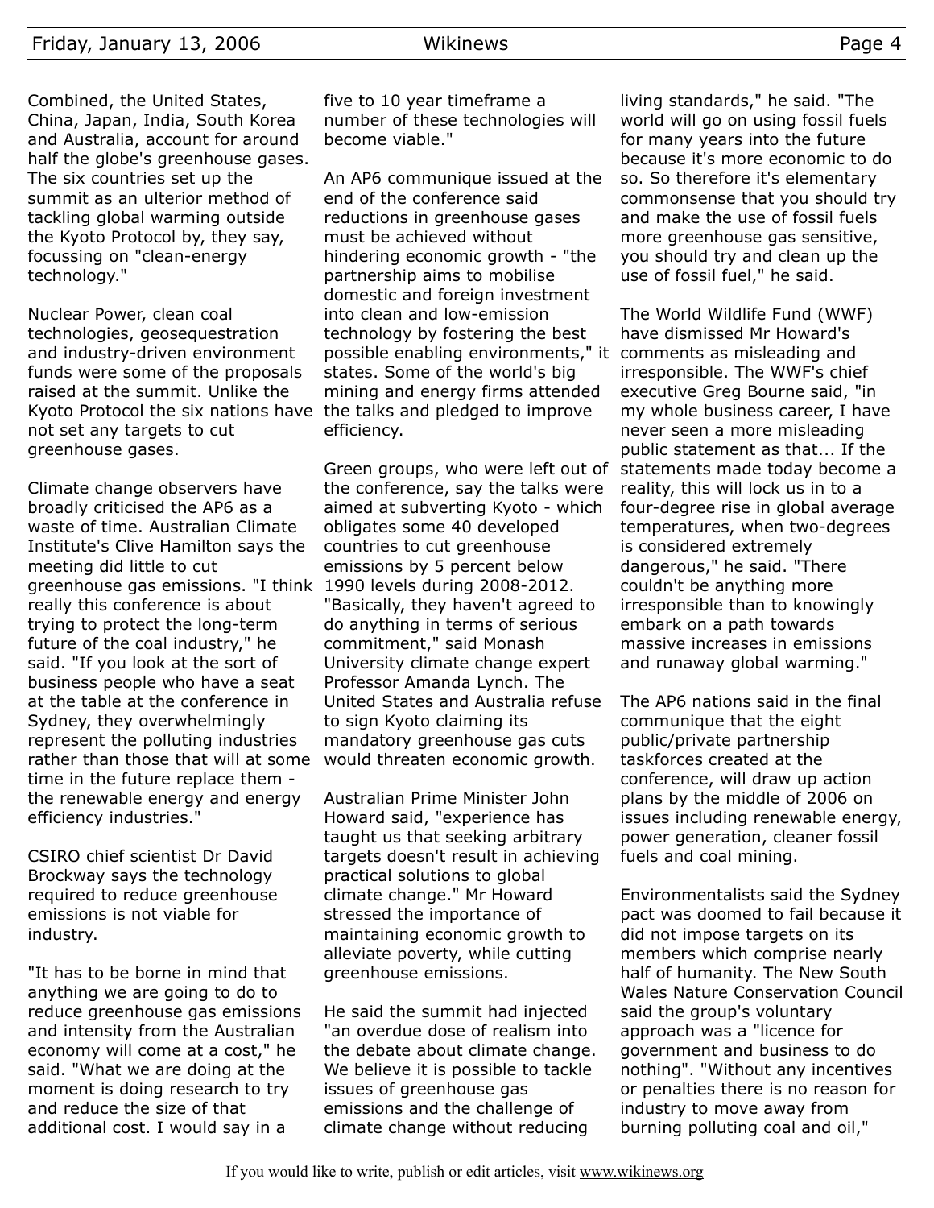Combined, the United States, China, Japan, India, South Korea and Australia, account for around half the globe's greenhouse gases. The six countries set up the summit as an ulterior method of tackling global warming outside the Kyoto Protocol by, they say, focussing on "clean-energy technology."

Nuclear Power, clean coal technologies, geosequestration and industry-driven environment funds were some of the proposals raised at the summit. Unlike the Kyoto Protocol the six nations have not set any targets to cut greenhouse gases.

Climate change observers have broadly criticised the AP6 as a waste of time. Australian Climate Institute's Clive Hamilton says the meeting did little to cut greenhouse gas emissions. "I think really this conference is about trying to protect the long-term future of the coal industry," he said. "If you look at the sort of business people who have a seat at the table at the conference in Sydney, they overwhelmingly represent the polluting industries rather than those that will at some time in the future replace them - the renewable energy and energy efficiency industries."

CSIRO chief scientist Dr David Brockway says the technology required to reduce greenhouse emissions is not viable for industry.

"It has to be borne in mind that anything we are going to do to reduce greenhouse gas emissions and intensity from the Australian economy will come at a cost," he said. "What we are doing at the moment is doing research to try and reduce the size of that additional cost. I would say in a five to 10 year timeframe a number of these technologies will become viable."

An AP6 communique issued at the end of the conference said reductions in greenhouse gases must be achieved without hindering economic growth - "the partnership aims to mobilise domestic and foreign investment into clean and low-emission technology by fostering the best possible enabling environments," it states. Some of the world's big mining and energy firms attended the talks and pledged to improve efficiency.

Green groups, who were left out of the conference, say the talks were aimed at subverting Kyoto - which obligates some 40 developed countries to cut greenhouse emissions by 5 percent below 1990 levels during 2008-2012. "Basically, they haven't agreed to do anything in terms of serious commitment," said Monash University climate change expert Professor Amanda Lynch. The United States and Australia refuse to sign Kyoto claiming its mandatory greenhouse gas cuts would threaten economic growth.

Australian Prime Minister John Howard said, "experience has taught us that seeking arbitrary targets doesn't result in achieving practical solutions to global climate change." Mr Howard stressed the importance of maintaining economic growth to alleviate poverty, while cutting greenhouse emissions.

He said the summit had injected "an overdue dose of realism into the debate about climate change. We believe it is possible to tackle issues of greenhouse gas emissions and the challenge of climate change without reducing living standards," he said. "The world will go on using fossil fuels for many years into the future because it's more economic to do so. So therefore it's elementary commonsense that you should try and make the use of fossil fuels more greenhouse gas sensitive, you should try and clean up the use of fossil fuel," he said.

The World Wildlife Fund (WWF) have dismissed Mr Howard's comments as misleading and irresponsible. The WWF's chief executive Greg Bourne said, "in my whole business career, I have never seen a more misleading public statement as that... If the statements made today become a reality, this will lock us in to a four-degree rise in global average temperatures, when two-degrees is considered extremely dangerous," he said. "There couldn't be anything more irresponsible than to knowingly embark on a path towards massive increases in emissions and runaway global warming."

The AP6 nations said in the final communique that the eight public/private partnership taskforces created at the conference, will draw up action plans by the middle of 2006 on issues including renewable energy, power generation, cleaner fossil fuels and coal mining.

Environmentalists said the Sydney pact was doomed to fail because it did not impose targets on its members which comprise nearly half of humanity. The New South Wales Nature Conservation Council said the group's voluntary approach was a "licence for government and business to do nothing". "Without any incentives or penalties there is no reason for industry to move away from burning polluting coal and oil,"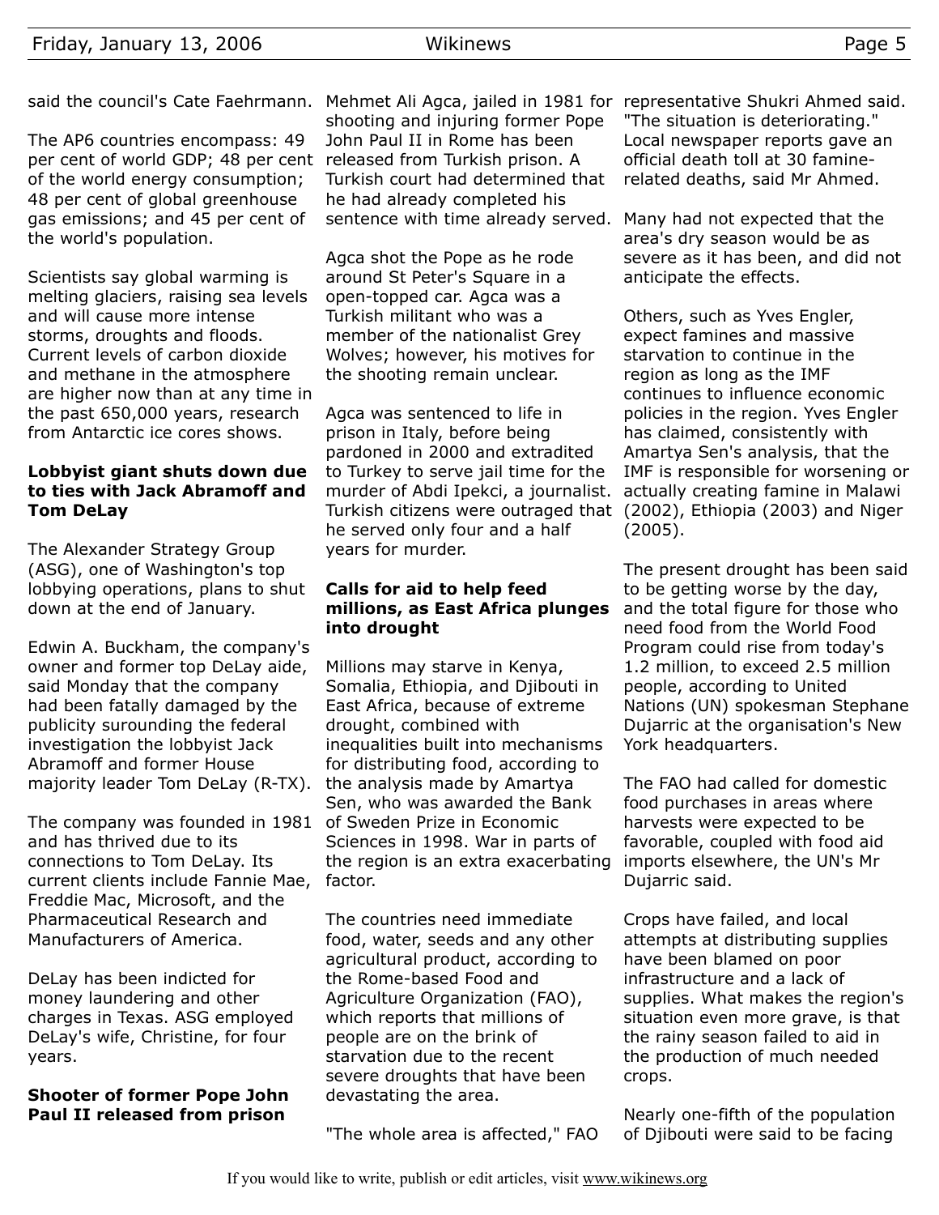said the council's Cate Faehrmann.

The AP6 countries encompass: 49 per cent of world GDP; 48 per cent of the world energy consumption; 48 per cent of global greenhouse gas emissions; and 45 per cent of the world's population.

Scientists say global warming is melting glaciers, raising sea levels and will cause more intense storms, droughts and floods. Current levels of carbon dioxide and methane in the atmosphere are higher now than at any time in the past 650,000 years, research from Antarctic ice cores shows.

### Lobbyist giant shuts down due to ties with Jack Abramoff and Tom DeLay

The Alexander Strategy Group (ASG), one of Washington's top lobbying operations, plans to shut down at the end of January.

Edwin A. Buckham, the company's owner and former top DeLay aide, said Monday that the company had been fatally damaged by the publicity surounding the federal investigation the lobbyist Jack Abramoff and former House majority leader Tom DeLay (R-TX).

The company was founded in 1981 and has thrived due to its connections to Tom DeLay. Its current clients include Fannie Mae, Freddie Mac, Microsoft, and the Pharmaceutical Research and Manufacturers of America.

DeLay has been indicted for money laundering and other charges in Texas. ASG employed DeLay's wife, Christine, for four years.

### Shooter of former Pope John Paul II released from prison

Mehmet Ali Agca, jailed in 1981 for shooting and injuring former Pope John Paul II in Rome has been released from Turkish prison. A Turkish court had determined that he had already completed his sentence with time already served.

Agca shot the Pope as he rode around St Peter's Square in a open-topped car. Agca was a Turkish militant who was a member of the nationalist Grey Wolves; however, his motives for the shooting remain unclear.

Agca was sentenced to life in prison in Italy, before being pardoned in 2000 and extradited to Turkey to serve jail time for the murder of Abdi Ipekci, a journalist. Turkish citizens were outraged that he served only four and a half years for murder.

### Calls for aid to help feed millions, as East Africa plunges into drought

Millions may starve in Kenya, Somalia, Ethiopia, and Djibouti in East Africa, because of extreme drought, combined with inequalities built into mechanisms for distributing food, according to the analysis made by Amartya Sen, who was awarded the Bank of Sweden Prize in Economic Sciences in 1998. War in parts of the region is an extra exacerbating factor.

The countries need immediate food, water, seeds and any other agricultural product, according to the Rome-based Food and Agriculture Organization (FAO), which reports that millions of people are on the brink of starvation due to the recent severe droughts that have been devastating the area.

"The whole area is affected," FAO representative Shukri Ahmed said. "The situation is deteriorating." Local newspaper reports gave an official death toll at 30 famine-related deaths, said Mr Ahmed.

Many had not expected that the area's dry season would be as severe as it has been, and did not anticipate the effects.

Others, such as Yves Engler, expect famines and massive starvation to continue in the region as long as the IMF continues to influence economic policies in the region. Yves Engler has claimed, consistently with Amartya Sen's analysis, that the IMF is responsible for worsening or actually creating famine in Malawi (2002), Ethiopia (2003) and Niger (2005).

The present drought has been said to be getting worse by the day, and the total figure for those who need food from the World Food Program could rise from today's 1.2 million, to exceed 2.5 million people, according to United Nations (UN) spokesman Stephane Dujarric at the organisation's New York headquarters.

The FAO had called for domestic food purchases in areas where harvests were expected to be favorable, coupled with food aid imports elsewhere, the UN's Mr Dujarric said.

Crops have failed, and local attempts at distributing supplies have been blamed on poor infrastructure and a lack of supplies. What makes the region's situation even more grave, is that the rainy season failed to aid in the production of much needed crops.

Nearly one-fifth of the population of Djibouti were said to be facing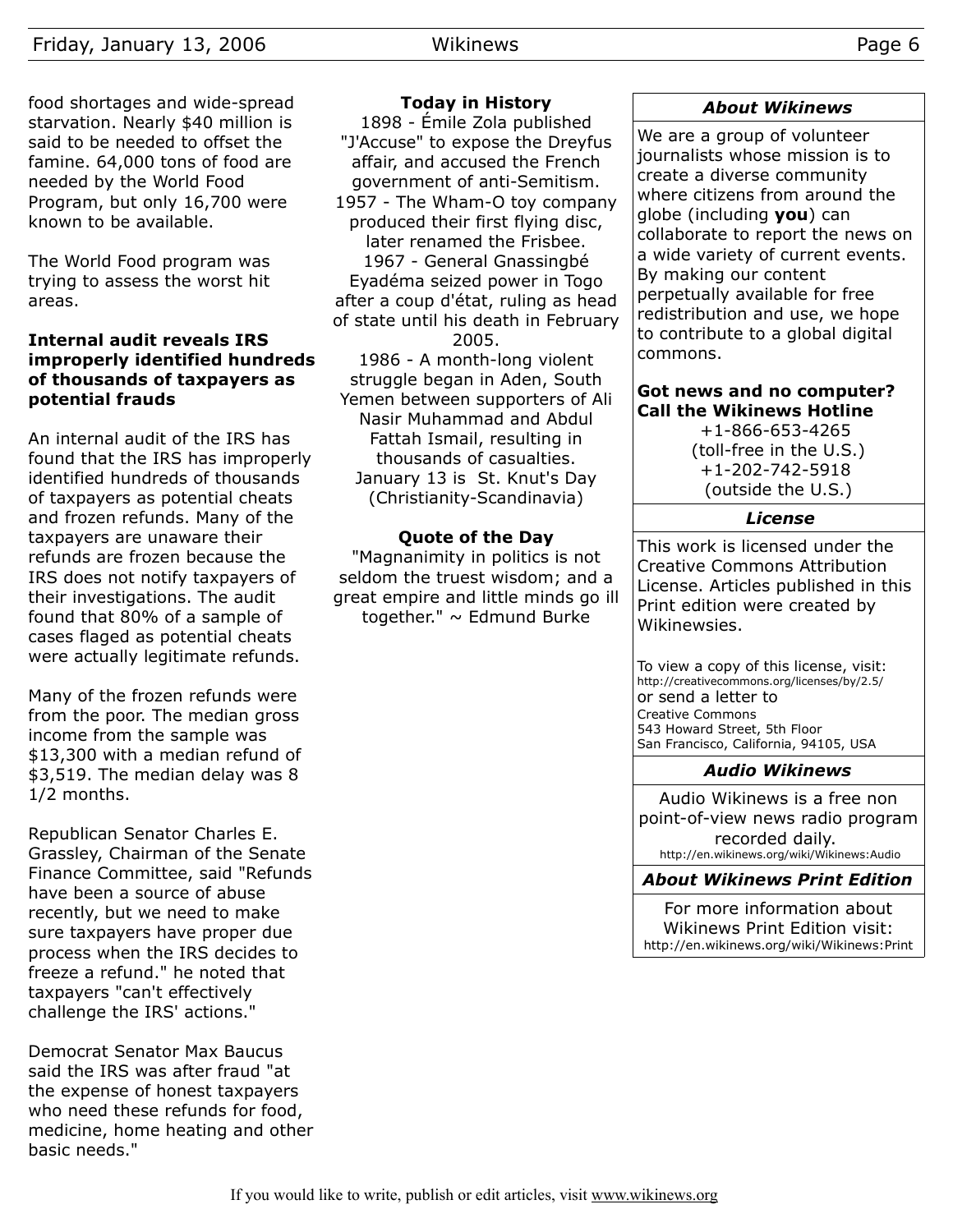food shortages and wide-spread starvation. Nearly $40 million is said to be needed to offset the famine. 64,000 tons of food are needed by the World Food Program, but only 16,700 were known to be available.

The World Food program was trying to assess the worst hit areas.

**Internal audit reveals IRS improperly identified hundreds of thousands of taxpayers as potential frauds**

An internal audit of the IRS has found that the IRS has improperly identified hundreds of thousands of taxpayers as potential cheats and frozen refunds. Many of the taxpayers are unaware their refunds are frozen because the IRS does not notify taxpayers of their investigations. The audit found that 80% of a sample of cases flaged as potential cheats were actually legitimate refunds.

Many of the frozen refunds were from the poor. The median gross income from the sample was $13,300 with a median refund of $3,519. The median delay was 8 1/2 months.

Republican Senator Charles E. Grassley, Chairman of the Senate Finance Committee, said "Refunds have been a source of abuse recently, but we need to make sure taxpayers have proper due process when the IRS decides to freeze a refund." he noted that taxpayers "can't effectively challenge the IRS' actions."

Democrat Senator Max Baucus said the IRS was after fraud "at the expense of honest taxpayers who need these refunds for food, medicine, home heating and other basic needs."

**Today in History**

1898 - Émile Zola published "J'Accuse" to expose the Dreyfus affair, and accused the French government of anti-Semitism.
1957 - The Wham-O toy company produced their first flying disc, later renamed the Frisbee.
1967 - General Gnassingbé Eyadéma seized power in Togo after a coup d'état, ruling as head of state until his death in February 2005.
1986 - A month-long violent struggle began in Aden, South Yemen between supporters of Ali Nasir Muhammad and Abdul Fattah Ismail, resulting in thousands of casualties.
January 13 is St. Knut's Day (Christianity-Scandinavia)

**Quote of the Day**

"Magnanimity in politics is not seldom the truest wisdom; and a great empire and little minds go ill together." ~ Edmund Burke

***About Wikinews***

We are a group of volunteer journalists whose mission is to create a diverse community where citizens from around the globe (including **you**) can collaborate to report the news on a wide variety of current events. By making our content perpetually available for free redistribution and use, we hope to contribute to a global digital commons.

**Got news and no computer? Call the Wikinews Hotline**

+1-866-653-4265
(toll-free in the U.S.)
+1-202-742-5918
(outside the U.S.)

***License***

This work is licensed under the Creative Commons Attribution License. Articles published in this Print edition were created by Wikinewsies.

To view a copy of this license, visit:
http://creativecommons.org/licenses/by/2.5/
or send a letter to
Creative Commons
543 Howard Street, 5th Floor
San Francisco, California, 94105, USA

***Audio Wikinews***

Audio Wikinews is a free non point-of-view news radio program recorded daily.
http://en.wikinews.org/wiki/Wikinews:Audio

***About Wikinews Print Edition***

For more information about Wikinews Print Edition visit:
http://en.wikinews.org/wiki/Wikinews:Print

If you would like to write, publish or edit articles, visit www.wikinews.org